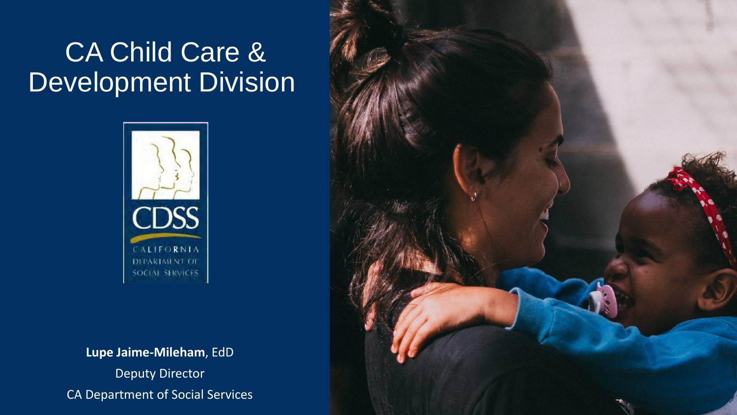# CA Child Care & Development Division

CDSS

CALIFORNIA DEPARTMENT OF SOCIAL SERVICES

**Lupe Jaime-Mileham**, EdD

Deputy Director

CA Department of Social Services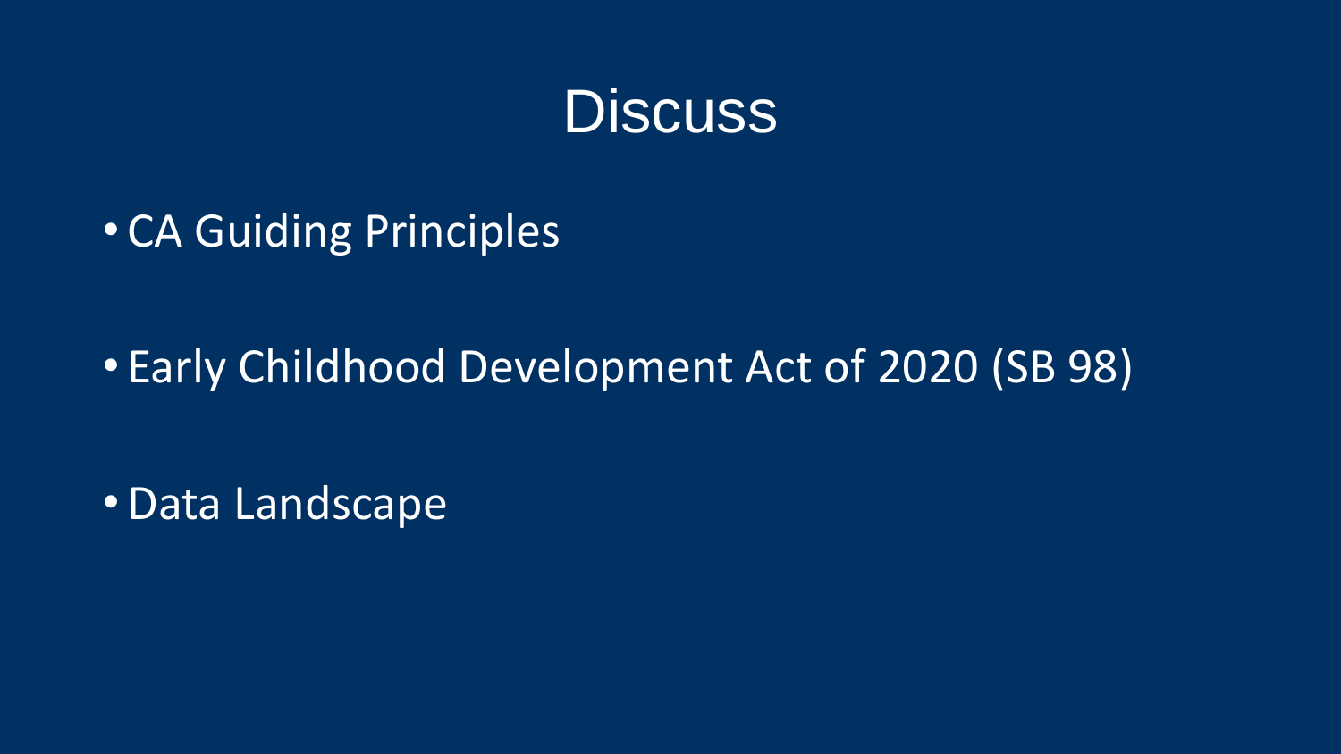# Discuss

- CA Guiding Principles
- Early Childhood Development Act of 2020 (SB 98)
- Data Landscape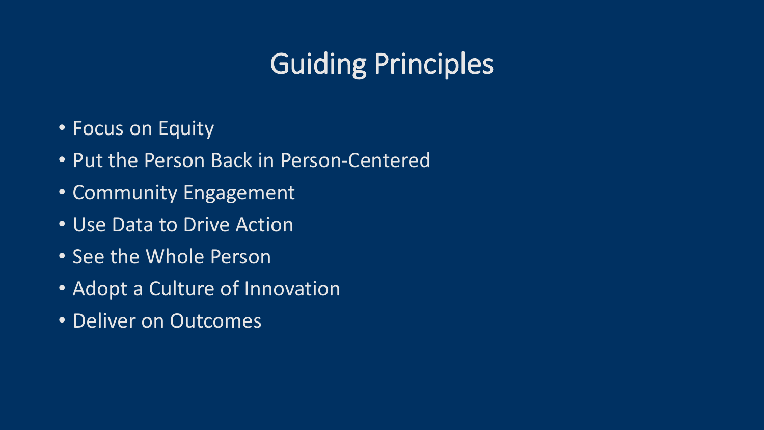# Guiding Principles

- Focus on Equity
- Put the Person Back in Person-Centered
- Community Engagement
- Use Data to Drive Action
- See the Whole Person
- Adopt a Culture of Innovation
- Deliver on Outcomes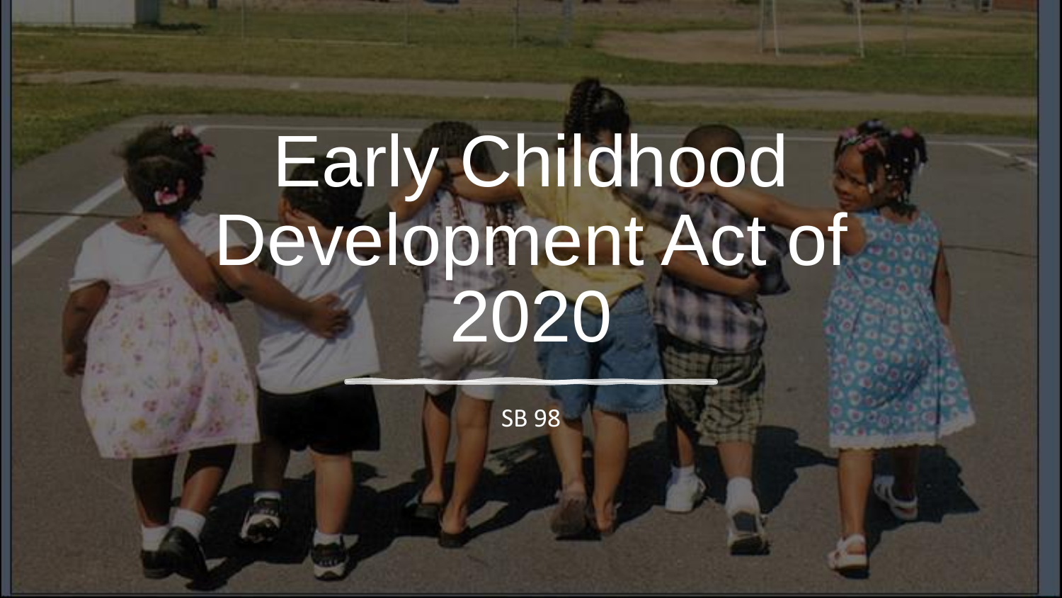# Early Childhood Development Act of 2020

SB 98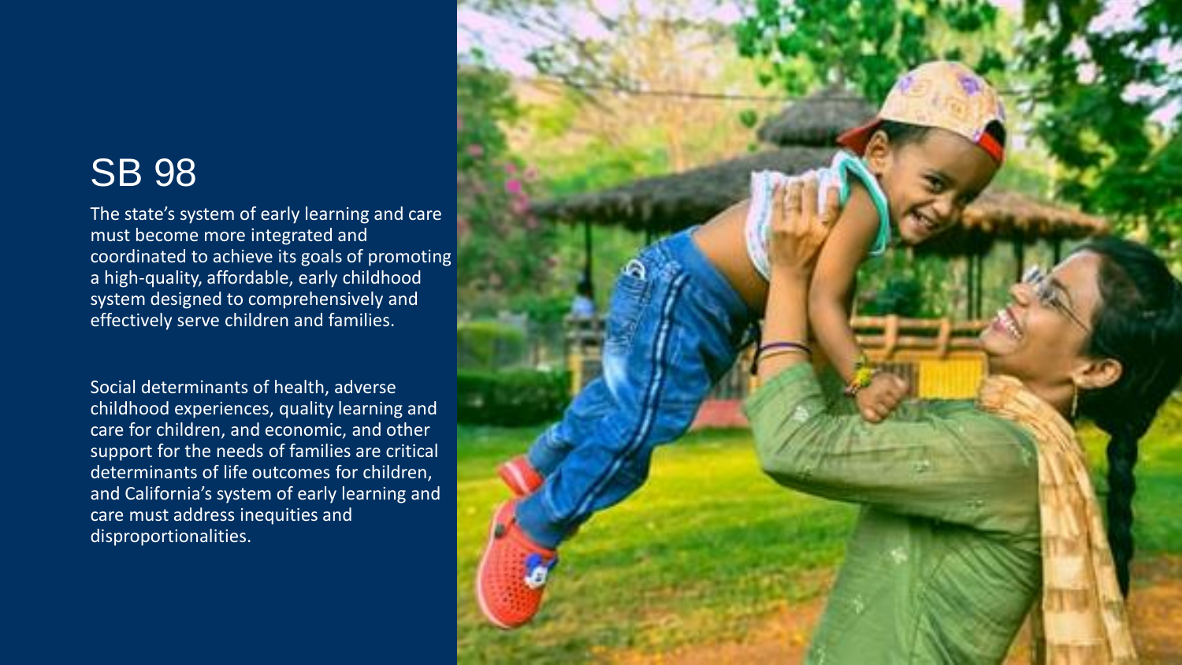# SB 98

The state's system of early learning and care must become more integrated and coordinated to achieve its goals of promoting a high-quality, affordable, early childhood system designed to comprehensively and effectively serve children and families.

Social determinants of health, adverse childhood experiences, quality learning and care for children, and economic, and other support for the needs of families are critical determinants of life outcomes for children, and California's system of early learning and care must address inequities and disproportionalities.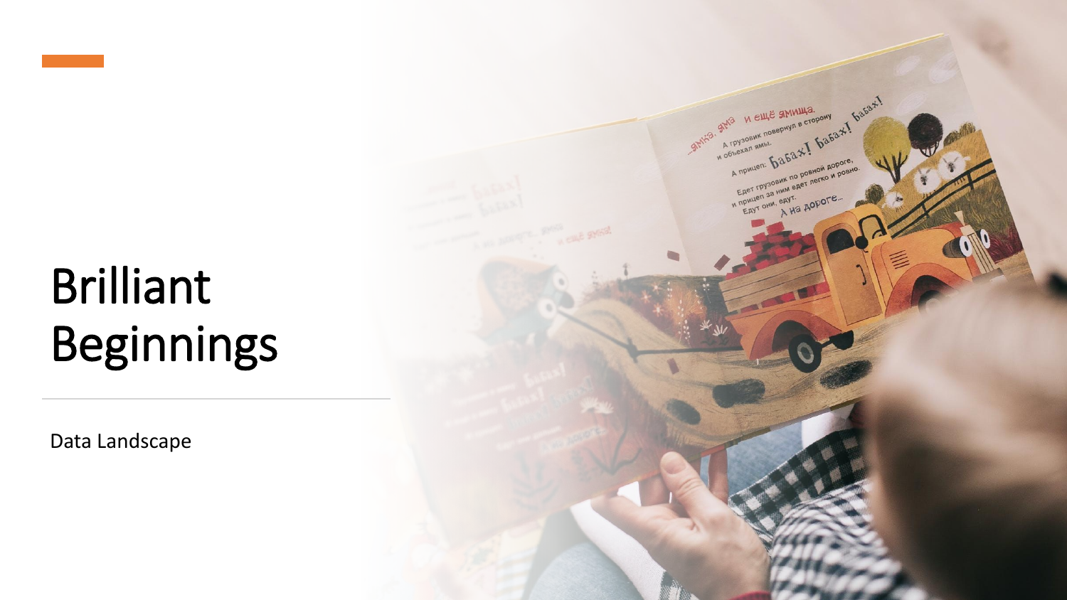# Brilliant Beginnings

Data Landscape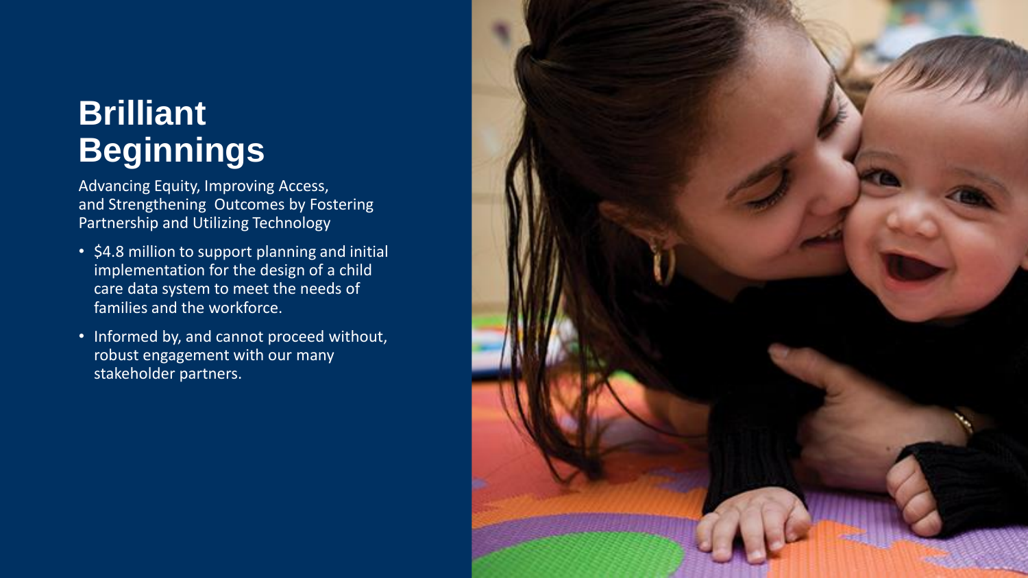# Brilliant Beginnings

Advancing Equity, Improving Access, and Strengthening Outcomes by Fostering Partnership and Utilizing Technology

- $4.8 million to support planning and initial implementation for the design of a child care data system to meet the needs of families and the workforce.
- Informed by, and cannot proceed without, robust engagement with our many stakeholder partners.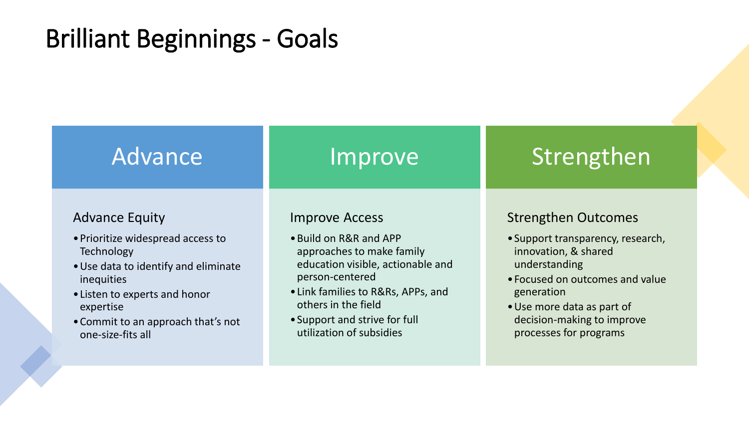# Brilliant Beginnings - Goals

## Advance

### Advance Equity

- Prioritize widespread access to Technology
- Use data to identify and eliminate inequities
- Listen to experts and honor expertise
- Commit to an approach that's not one-size-fits all

## Improve

### Improve Access

- Build on R&R and APP approaches to make family education visible, actionable and person-centered
- Link families to R&Rs, APPs, and others in the field
- Support and strive for full utilization of subsidies

## Strengthen

### Strengthen Outcomes

- Support transparency, research, innovation, & shared understanding
- Focused on outcomes and value generation
- Use more data as part of decision-making to improve processes for programs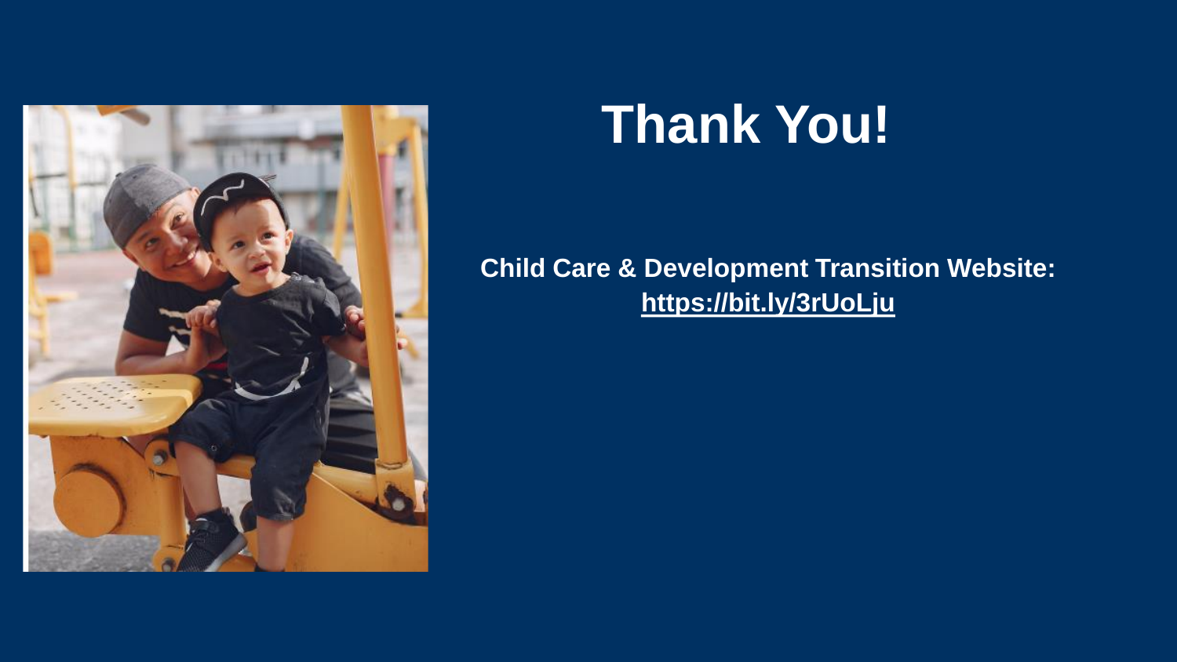# Thank You!

**Child Care & Development Transition Website:**
**https://bit.ly/3rUoLju**